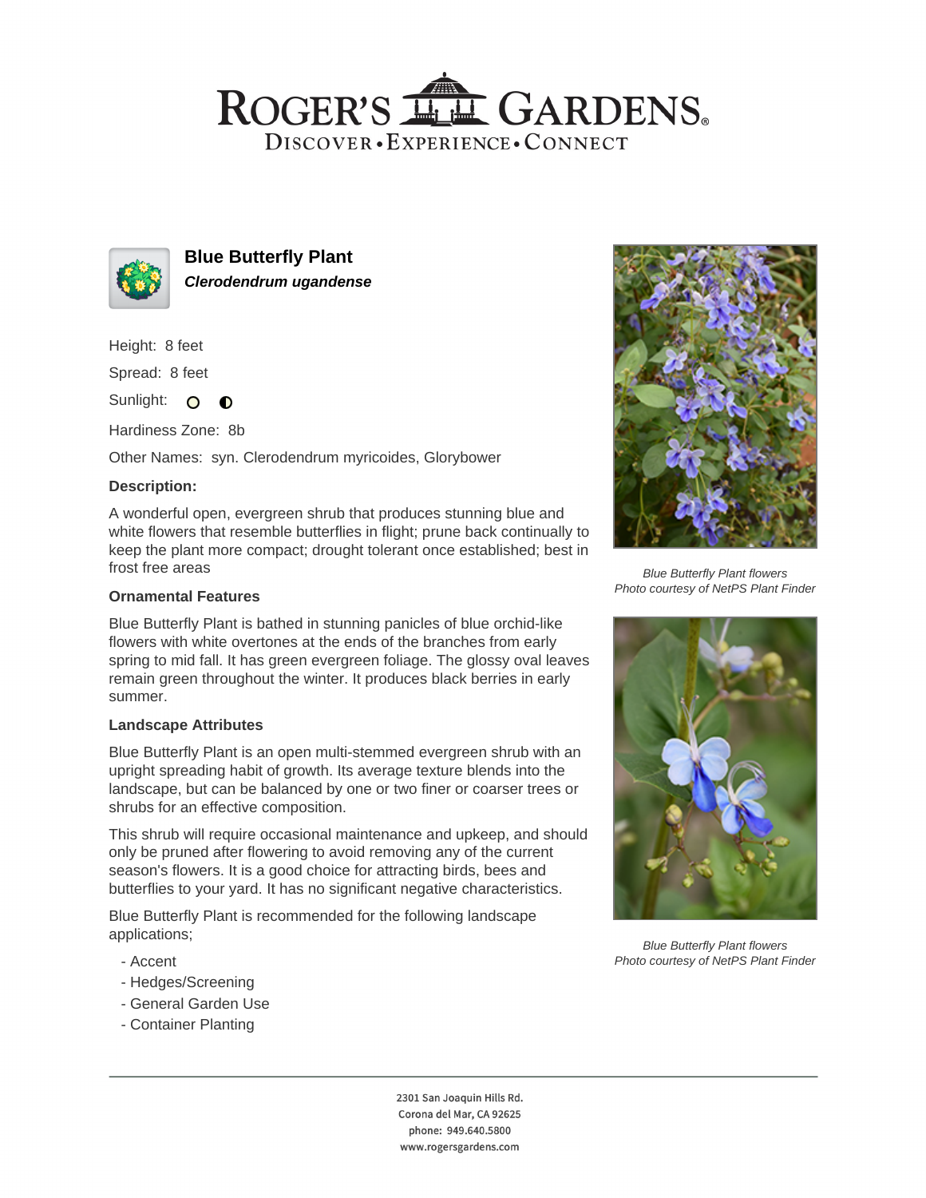# Roger's Gardens

Discover • Experience • Connect

## Blue Butterfly Plant

***Clerodendrum ugandense***

Height: 8 feet

Spread: 8 feet

Sunlight: ○ ◐

Hardiness Zone: 8b

Other Names: syn. Clerodendrum myricoides, Glorybower

### Description:

A wonderful open, evergreen shrub that produces stunning blue and white flowers that resemble butterflies in flight; prune back continually to keep the plant more compact; drought tolerant once established; best in frost free areas

### Ornamental Features

Blue Butterfly Plant is bathed in stunning panicles of blue orchid-like flowers with white overtones at the ends of the branches from early spring to mid fall. It has green evergreen foliage. The glossy oval leaves remain green throughout the winter. It produces black berries in early summer.

### Landscape Attributes

Blue Butterfly Plant is an open multi-stemmed evergreen shrub with an upright spreading habit of growth. Its average texture blends into the landscape, but can be balanced by one or two finer or coarser trees or shrubs for an effective composition.

This shrub will require occasional maintenance and upkeep, and should only be pruned after flowering to avoid removing any of the current season's flowers. It is a good choice for attracting birds, bees and butterflies to your yard. It has no significant negative characteristics.

Blue Butterfly Plant is recommended for the following landscape applications;

- Accent
- Hedges/Screening
- General Garden Use
- Container Planting

*Blue Butterfly Plant flowers*
*Photo courtesy of NetPS Plant Finder*

*Blue Butterfly Plant flowers*
*Photo courtesy of NetPS Plant Finder*

2301 San Joaquin Hills Rd.
Corona del Mar, CA 92625
phone: 949.640.5800
www.rogersgardens.com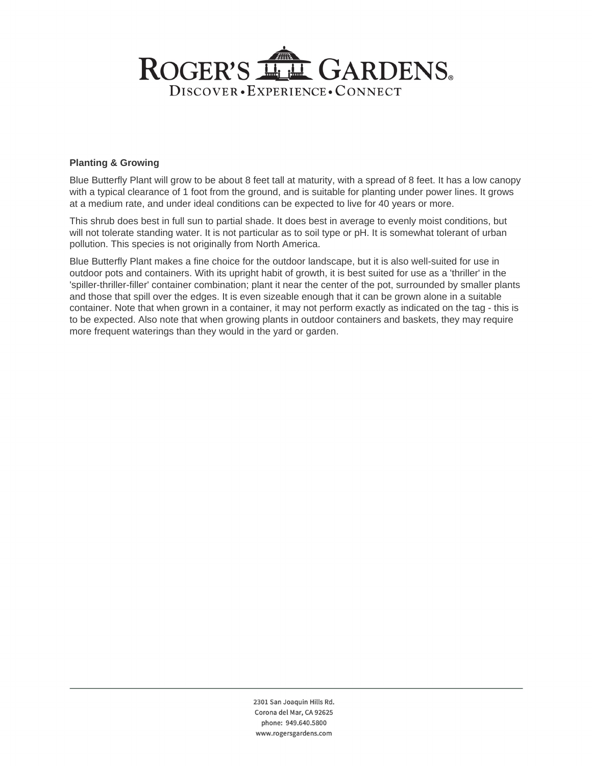### Planting & Growing

Blue Butterfly Plant will grow to be about 8 feet tall at maturity, with a spread of 8 feet. It has a low canopy with a typical clearance of 1 foot from the ground, and is suitable for planting under power lines. It grows at a medium rate, and under ideal conditions can be expected to live for 40 years or more.

This shrub does best in full sun to partial shade. It does best in average to evenly moist conditions, but will not tolerate standing water. It is not particular as to soil type or pH. It is somewhat tolerant of urban pollution. This species is not originally from North America.

Blue Butterfly Plant makes a fine choice for the outdoor landscape, but it is also well-suited for use in outdoor pots and containers. With its upright habit of growth, it is best suited for use as a 'thriller' in the 'spiller-thriller-filler' container combination; plant it near the center of the pot, surrounded by smaller plants and those that spill over the edges. It is even sizeable enough that it can be grown alone in a suitable container. Note that when grown in a container, it may not perform exactly as indicated on the tag - this is to be expected. Also note that when growing plants in outdoor containers and baskets, they may require more frequent waterings than they would in the yard or garden.